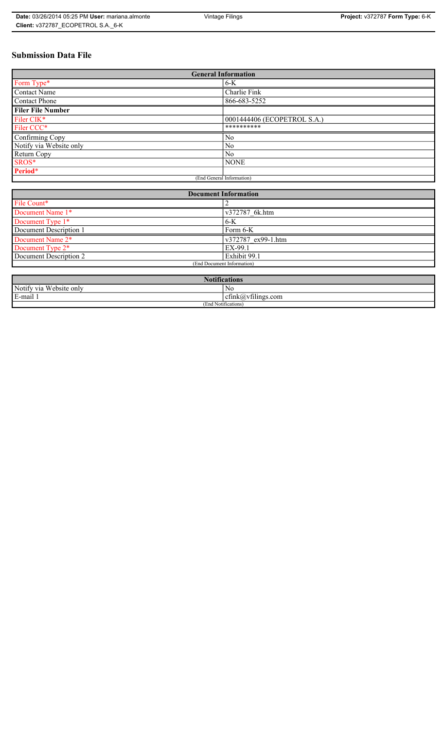# Submission Data File

| General Information | |
|---|---|
| Form Type* | 6-K |
| Contact Name | Charlie Fink |
| Contact Phone | 866-683-5252 |
| **Filer File Number** | |
| Filer CIK* | 0001444406 (ECOPETROL S.A.) |
| Filer CCC* | ********** |
| Confirming Copy | No |
| Notify via Website only | No |
| Return Copy | No |
| SROS* | NONE |
| **Period*** | |
| (End General Information) | |

| Document Information | |
|---|---|
| File Count* | 2 |
| Document Name 1* | v372787_6k.htm |
| Document Type 1* | 6-K |
| Document Description 1 | Form 6-K |
| Document Name 2* | v372787_ex99-1.htm |
| Document Type 2* | EX-99.1 |
| Document Description 2 | Exhibit 99.1 |
| (End Document Information) | |

| Notifications | |
|---|---|
| Notify via Website only | No |
| E-mail 1 | cfink@vfilings.com |
| (End Notifications) | |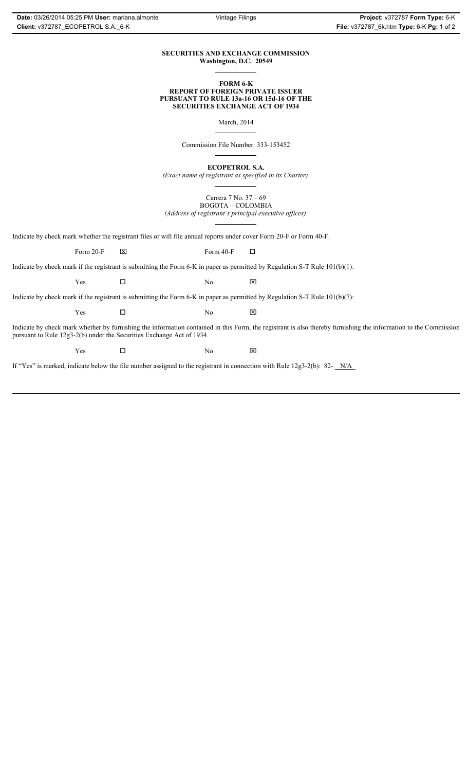**SECURITIES AND EXCHANGE COMMISSION**
**Washington, D.C. 20549**

---

**FORM 6-K**
**REPORT OF FOREIGN PRIVATE ISSUER**
**PURSUANT TO RULE 13a-16 OR 15d-16 OF THE**
**SECURITIES EXCHANGE ACT OF 1934**

March, 2014

---

Commission File Number: 333-153452

---

**ECOPETROL S.A.**
*(Exact name of registrant as specified in its Charter)*

---

Carrera 7 No. 37 – 69
BOGOTA – COLOMBIA
*(Address of registrant's principal executive offices)*

---

Indicate by check mark whether the registrant files or will file annual reports under cover Form 20-F or Form 40-F.

Form 20-F ☒ Form 40-F ☐

Indicate by check mark if the registrant is submitting the Form 6-K in paper as permitted by Regulation S-T Rule 101(b)(1):

Yes ☐ No ☒

Indicate by check mark if the registrant is submitting the Form 6-K in paper as permitted by Regulation S-T Rule 101(b)(7):

Yes ☐ No ☒

Indicate by check mark whether by furnishing the information contained in this Form, the registrant is also thereby furnishing the information to the Commission pursuant to Rule 12g3-2(b) under the Securities Exchange Act of 1934.

Yes ☐ No ☒

If "Yes" is marked, indicate below the file number assigned to the registrant in connection with Rule 12g3-2(b): 82- N/A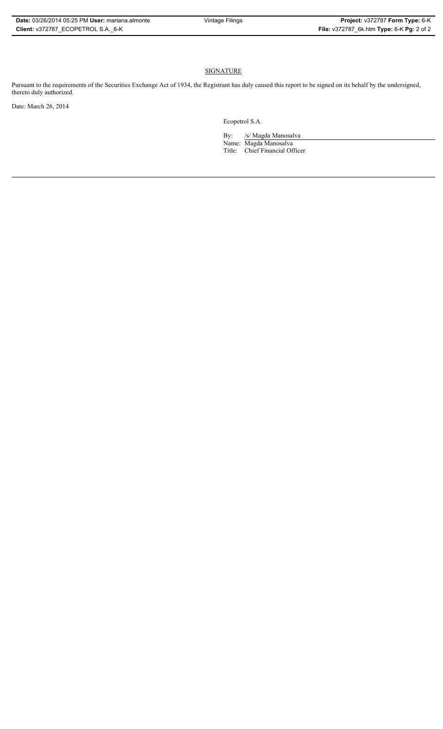## SIGNATURE

Pursuant to the requirements of the Securities Exchange Act of 1934, the Registrant has duly caused this report to be signed on its behalf by the undersigned, thereto duly authorized.

Date: March 26, 2014

Ecopetrol S.A.

By: /s/ Magda Manosalva

Name: Magda Manosalva

Title: Chief Financial Officer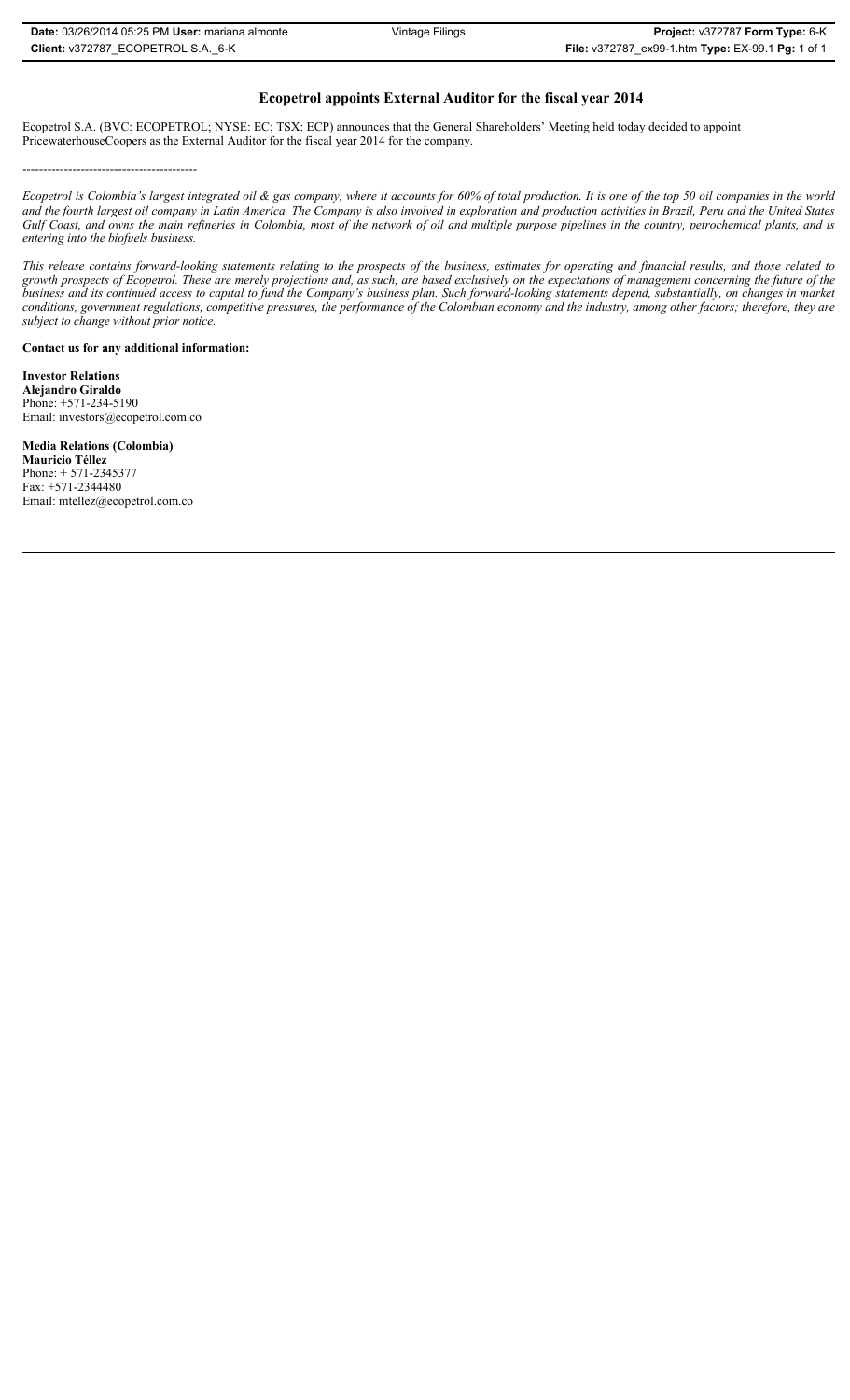# Ecopetrol appoints External Auditor for the fiscal year 2014

Ecopetrol S.A. (BVC: ECOPETROL; NYSE: EC; TSX: ECP) announces that the General Shareholders' Meeting held today decided to appoint PricewaterhouseCoopers as the External Auditor for the fiscal year 2014 for the company.

-----------------------------------------

*Ecopetrol is Colombia's largest integrated oil & gas company, where it accounts for 60% of total production. It is one of the top 50 oil companies in the world and the fourth largest oil company in Latin America. The Company is also involved in exploration and production activities in Brazil, Peru and the United States Gulf Coast, and owns the main refineries in Colombia, most of the network of oil and multiple purpose pipelines in the country, petrochemical plants, and is entering into the biofuels business.*

*This release contains forward-looking statements relating to the prospects of the business, estimates for operating and financial results, and those related to growth prospects of Ecopetrol. These are merely projections and, as such, are based exclusively on the expectations of management concerning the future of the business and its continued access to capital to fund the Company's business plan. Such forward-looking statements depend, substantially, on changes in market conditions, government regulations, competitive pressures, the performance of the Colombian economy and the industry, among other factors; therefore, they are subject to change without prior notice.*

**Contact us for any additional information:**

**Investor Relations**
**Alejandro Giraldo**
Phone: +571-234-5190
Email: investors@ecopetrol.com.co

**Media Relations (Colombia)**
**Mauricio Téllez**
Phone: + 571-2345377
Fax: +571-2344480
Email: mtellez@ecopetrol.com.co